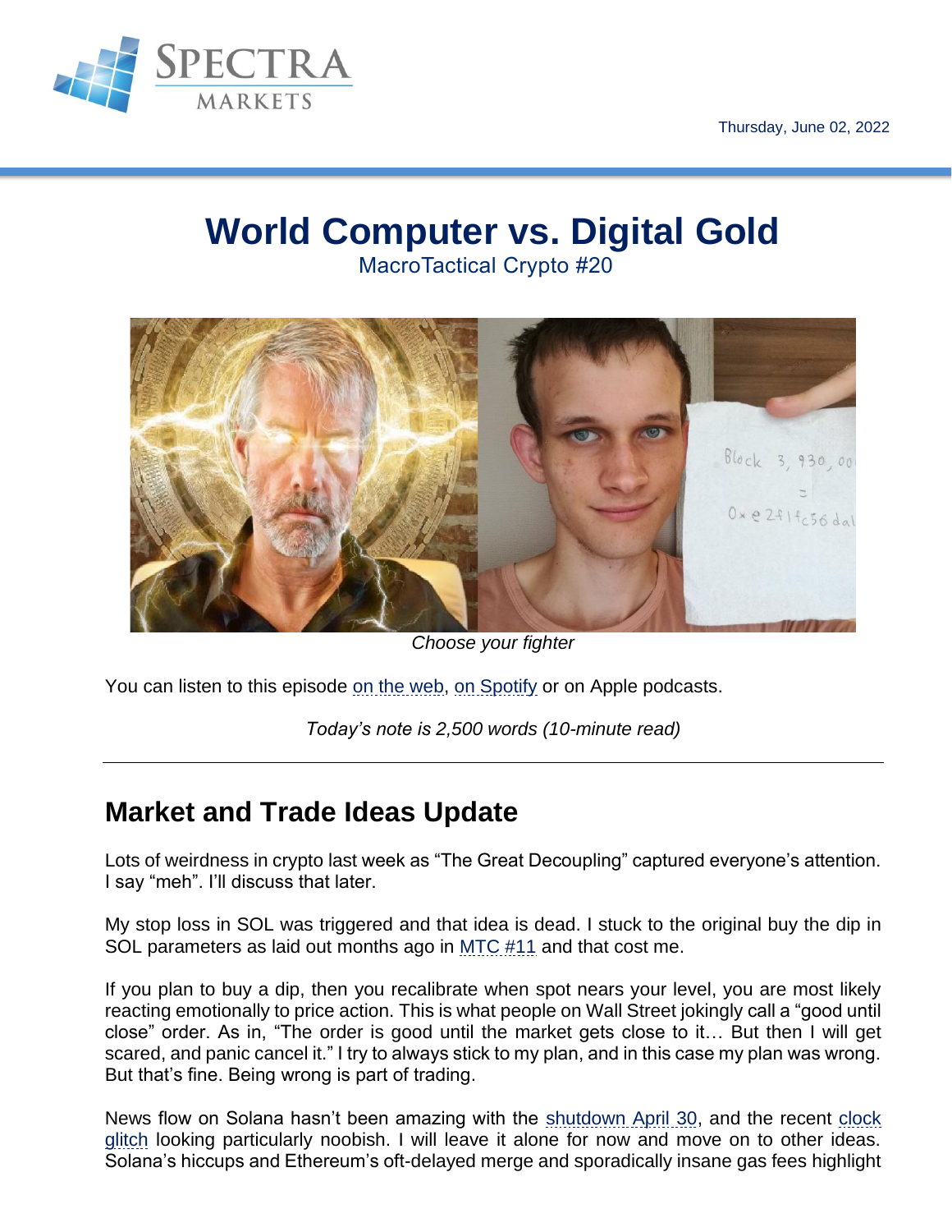Thursday, June 02, 2022

# World Computer vs. Digital Gold

MacroTactical Crypto #20

*Choose your fighter*

You can listen to this episode on the web, on Spotify or on Apple podcasts.

*Today's note is 2,500 words (10-minute read)*

---

## Market and Trade Ideas Update

Lots of weirdness in crypto last week as "The Great Decoupling" captured everyone's attention. I say "meh". I'll discuss that later.

My stop loss in SOL was triggered and that idea is dead. I stuck to the original buy the dip in SOL parameters as laid out months ago in MTC #11 and that cost me.

If you plan to buy a dip, then you recalibrate when spot nears your level, you are most likely reacting emotionally to price action. This is what people on Wall Street jokingly call a "good until close" order. As in, "The order is good until the market gets close to it… But then I will get scared, and panic cancel it." I try to always stick to my plan, and in this case my plan was wrong. But that's fine. Being wrong is part of trading.

News flow on Solana hasn't been amazing with the shutdown April 30, and the recent clock glitch looking particularly noobish. I will leave it alone for now and move on to other ideas. Solana's hiccups and Ethereum's oft-delayed merge and sporadically insane gas fees highlight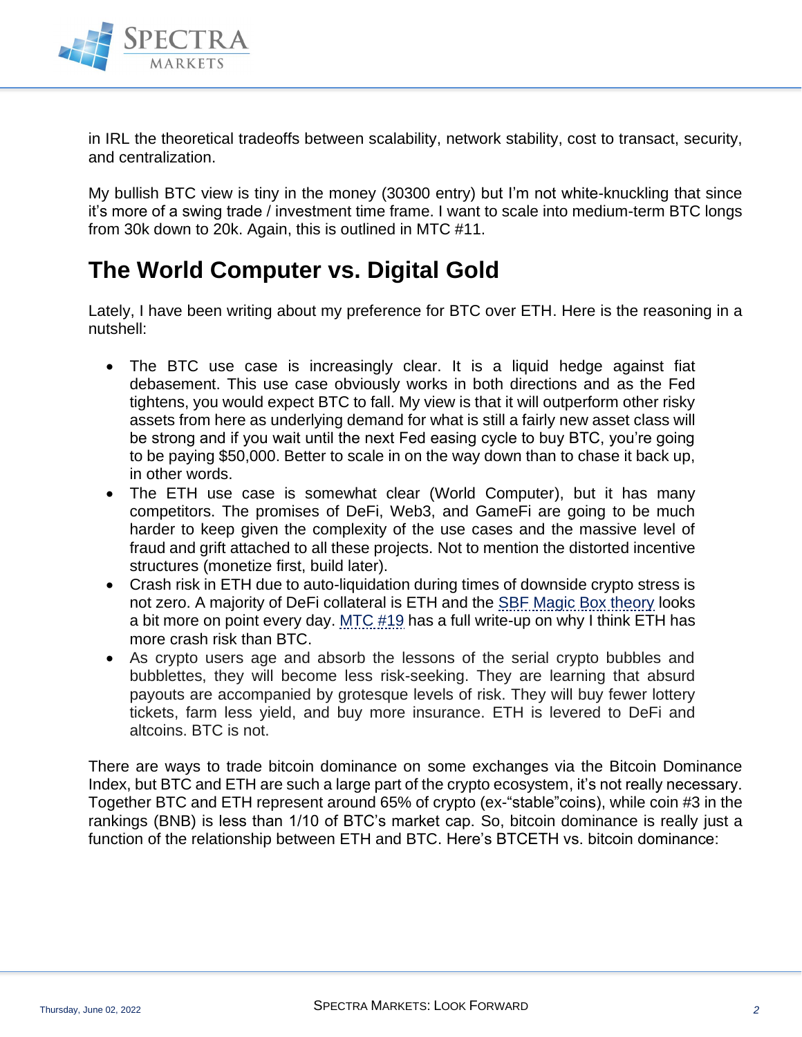in IRL the theoretical tradeoffs between scalability, network stability, cost to transact, security, and centralization.

My bullish BTC view is tiny in the money (30300 entry) but I'm not white-knuckling that since it's more of a swing trade / investment time frame. I want to scale into medium-term BTC longs from 30k down to 20k. Again, this is outlined in MTC #11.

## The World Computer vs. Digital Gold

Lately, I have been writing about my preference for BTC over ETH. Here is the reasoning in a nutshell:

- The BTC use case is increasingly clear. It is a liquid hedge against fiat debasement. This use case obviously works in both directions and as the Fed tightens, you would expect BTC to fall. My view is that it will outperform other risky assets from here as underlying demand for what is still a fairly new asset class will be strong and if you wait until the next Fed easing cycle to buy BTC, you're going to be paying $50,000. Better to scale in on the way down than to chase it back up, in other words.
- The ETH use case is somewhat clear (World Computer), but it has many competitors. The promises of DeFi, Web3, and GameFi are going to be much harder to keep given the complexity of the use cases and the massive level of fraud and grift attached to all these projects. Not to mention the distorted incentive structures (monetize first, build later).
- Crash risk in ETH due to auto-liquidation during times of downside crypto stress is not zero. A majority of DeFi collateral is ETH and the SBF Magic Box theory looks a bit more on point every day. MTC #19 has a full write-up on why I think ETH has more crash risk than BTC.
- As crypto users age and absorb the lessons of the serial crypto bubbles and bubblettes, they will become less risk-seeking. They are learning that absurd payouts are accompanied by grotesque levels of risk. They will buy fewer lottery tickets, farm less yield, and buy more insurance. ETH is levered to DeFi and altcoins. BTC is not.

There are ways to trade bitcoin dominance on some exchanges via the Bitcoin Dominance Index, but BTC and ETH are such a large part of the crypto ecosystem, it's not really necessary. Together BTC and ETH represent around 65% of crypto (ex-"stable"coins), while coin #3 in the rankings (BNB) is less than 1/10 of BTC's market cap. So, bitcoin dominance is really just a function of the relationship between ETH and BTC. Here's BTCETH vs. bitcoin dominance: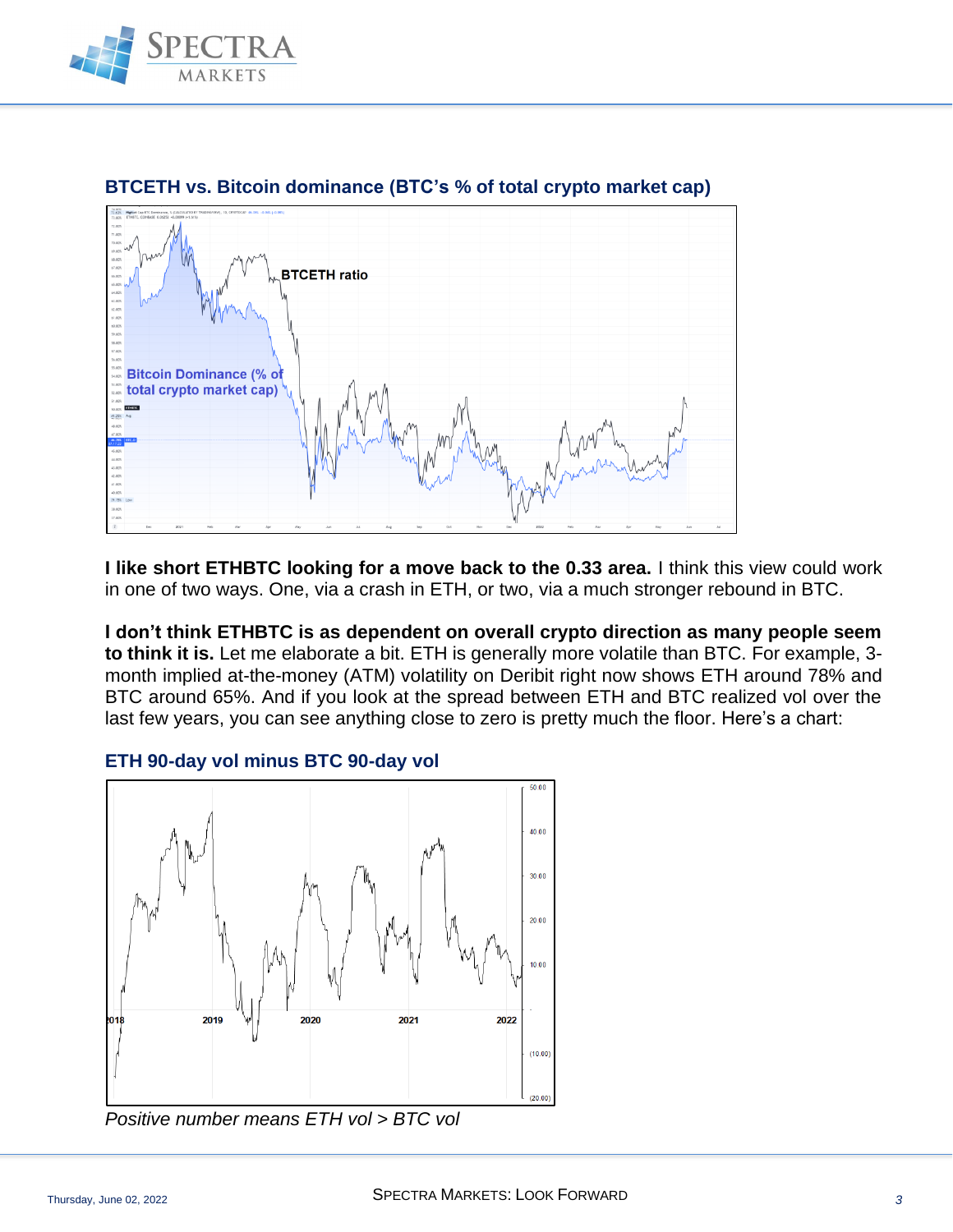**BTCETH vs. Bitcoin dominance (BTC's % of total crypto market cap)**

**I like short ETHBTC looking for a move back to the 0.33 area.** I think this view could work in one of two ways. One, via a crash in ETH, or two, via a much stronger rebound in BTC.

**I don't think ETHBTC is as dependent on overall crypto direction as many people seem to think it is.** Let me elaborate a bit. ETH is generally more volatile than BTC. For example, 3-month implied at-the-money (ATM) volatility on Deribit right now shows ETH around 78% and BTC around 65%. And if you look at the spread between ETH and BTC realized vol over the last few years, you can see anything close to zero is pretty much the floor. Here's a chart:

**ETH 90-day vol minus BTC 90-day vol**

*Positive number means ETH vol > BTC vol*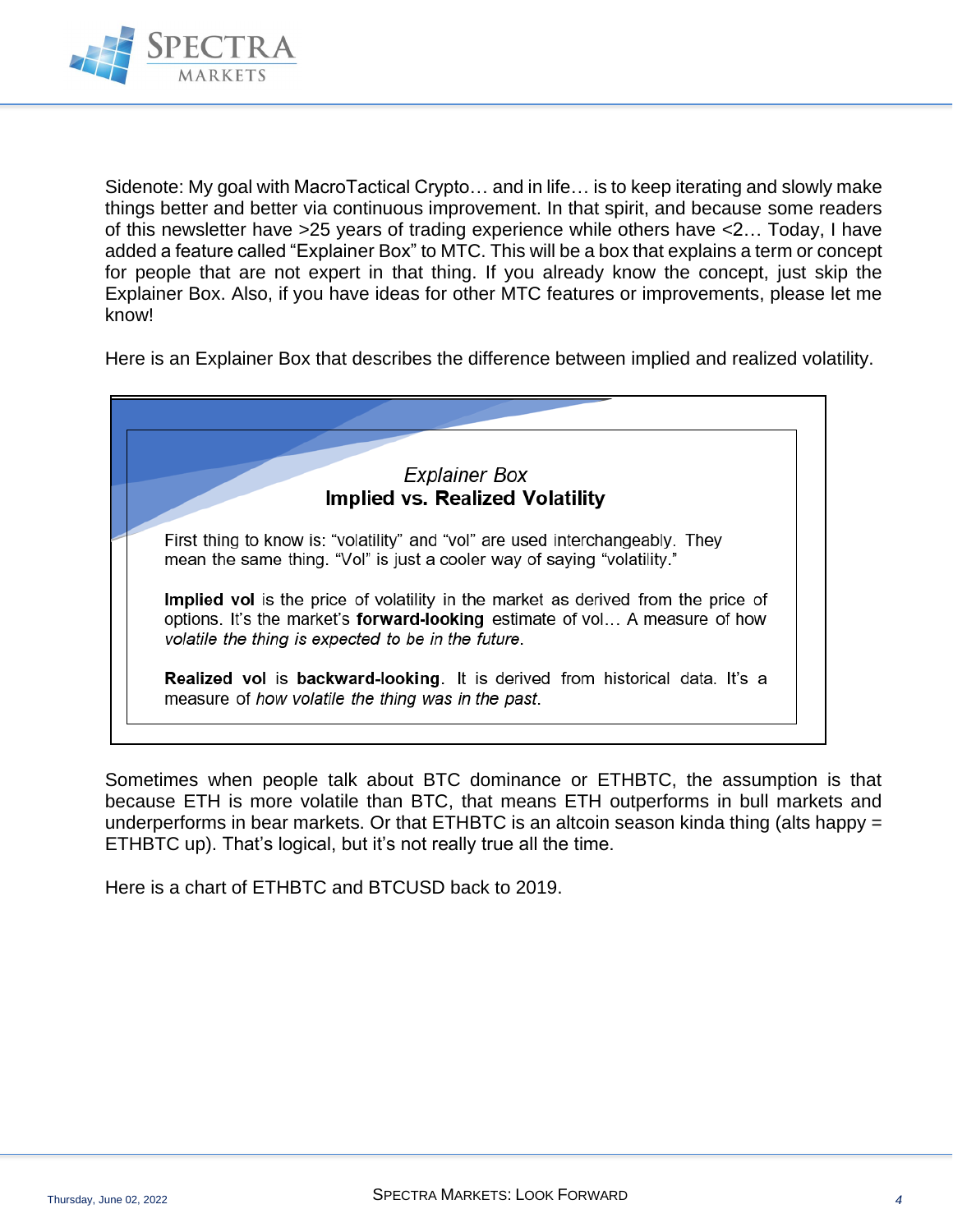Sidenote: My goal with MacroTactical Crypto… and in life… is to keep iterating and slowly make things better and better via continuous improvement. In that spirit, and because some readers of this newsletter have >25 years of trading experience while others have <2… Today, I have added a feature called "Explainer Box" to MTC. This will be a box that explains a term or concept for people that are not expert in that thing. If you already know the concept, just skip the Explainer Box. Also, if you have ideas for other MTC features or improvements, please let me know!

Here is an Explainer Box that describes the difference between implied and realized volatility.

> *Explainer Box*
> **Implied vs. Realized Volatility**
>
> First thing to know is: "volatility" and "vol" are used interchangeably. They mean the same thing. "Vol" is just a cooler way of saying "volatility."
>
> **Implied vol** is the price of volatility in the market as derived from the price of options. It's the market's **forward-looking** estimate of vol… A measure of how *volatile the thing is expected to be in the future*.
>
> **Realized vol** is **backward-looking**. It is derived from historical data. It's a measure of *how volatile the thing was in the past*.

Sometimes when people talk about BTC dominance or ETHBTC, the assumption is that because ETH is more volatile than BTC, that means ETH outperforms in bull markets and underperforms in bear markets. Or that ETHBTC is an altcoin season kinda thing (alts happy = ETHBTC up). That's logical, but it's not really true all the time.

Here is a chart of ETHBTC and BTCUSD back to 2019.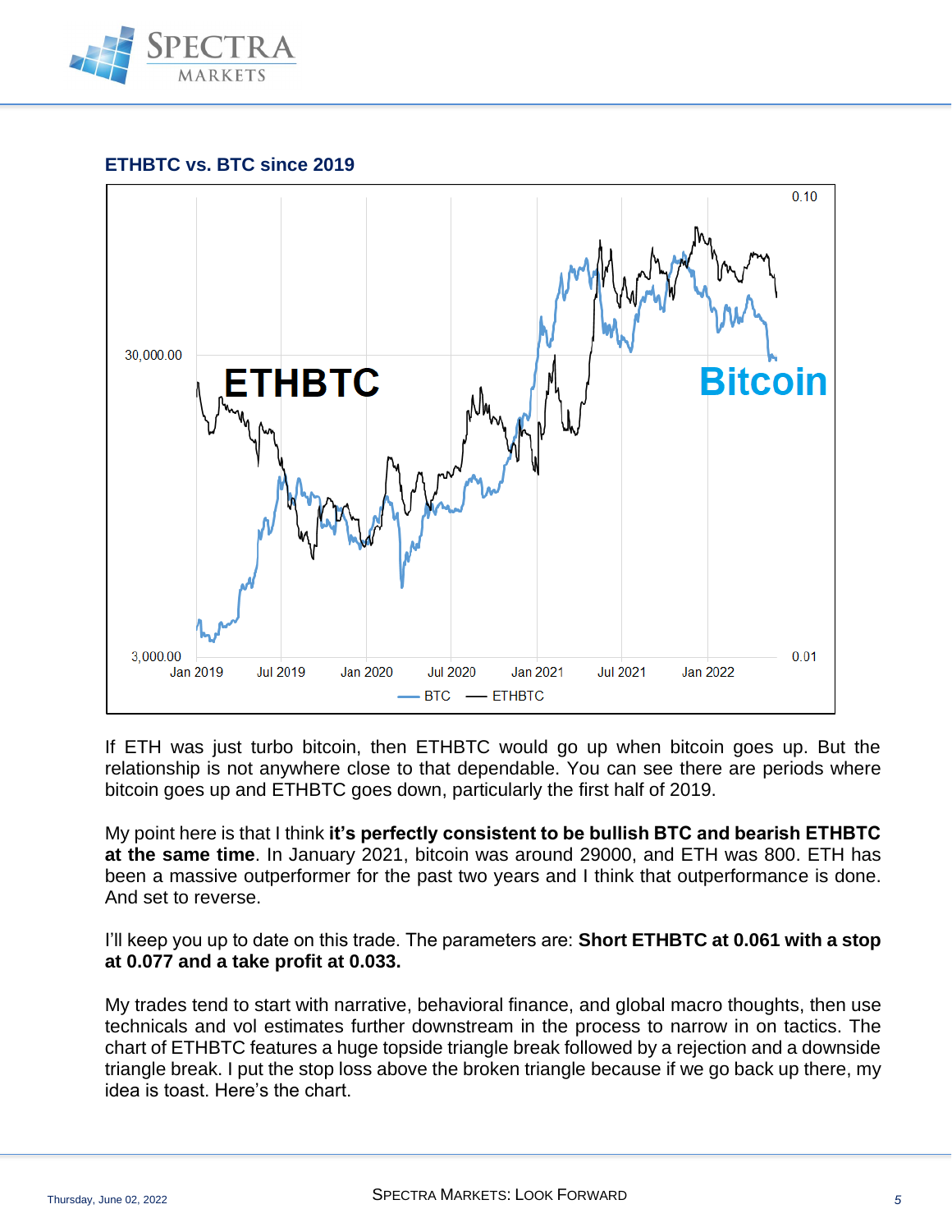### ETHBTC vs. BTC since 2019

If ETH was just turbo bitcoin, then ETHBTC would go up when bitcoin goes up. But the relationship is not anywhere close to that dependable. You can see there are periods where bitcoin goes up and ETHBTC goes down, particularly the first half of 2019.

My point here is that I think **it's perfectly consistent to be bullish BTC and bearish ETHBTC at the same time**. In January 2021, bitcoin was around 29000, and ETH was 800. ETH has been a massive outperformer for the past two years and I think that outperformance is done. And set to reverse.

I'll keep you up to date on this trade. The parameters are: **Short ETHBTC at 0.061 with a stop at 0.077 and a take profit at 0.033.**

My trades tend to start with narrative, behavioral finance, and global macro thoughts, then use technicals and vol estimates further downstream in the process to narrow in on tactics. The chart of ETHBTC features a huge topside triangle break followed by a rejection and a downside triangle break. I put the stop loss above the broken triangle because if we go back up there, my idea is toast. Here's the chart.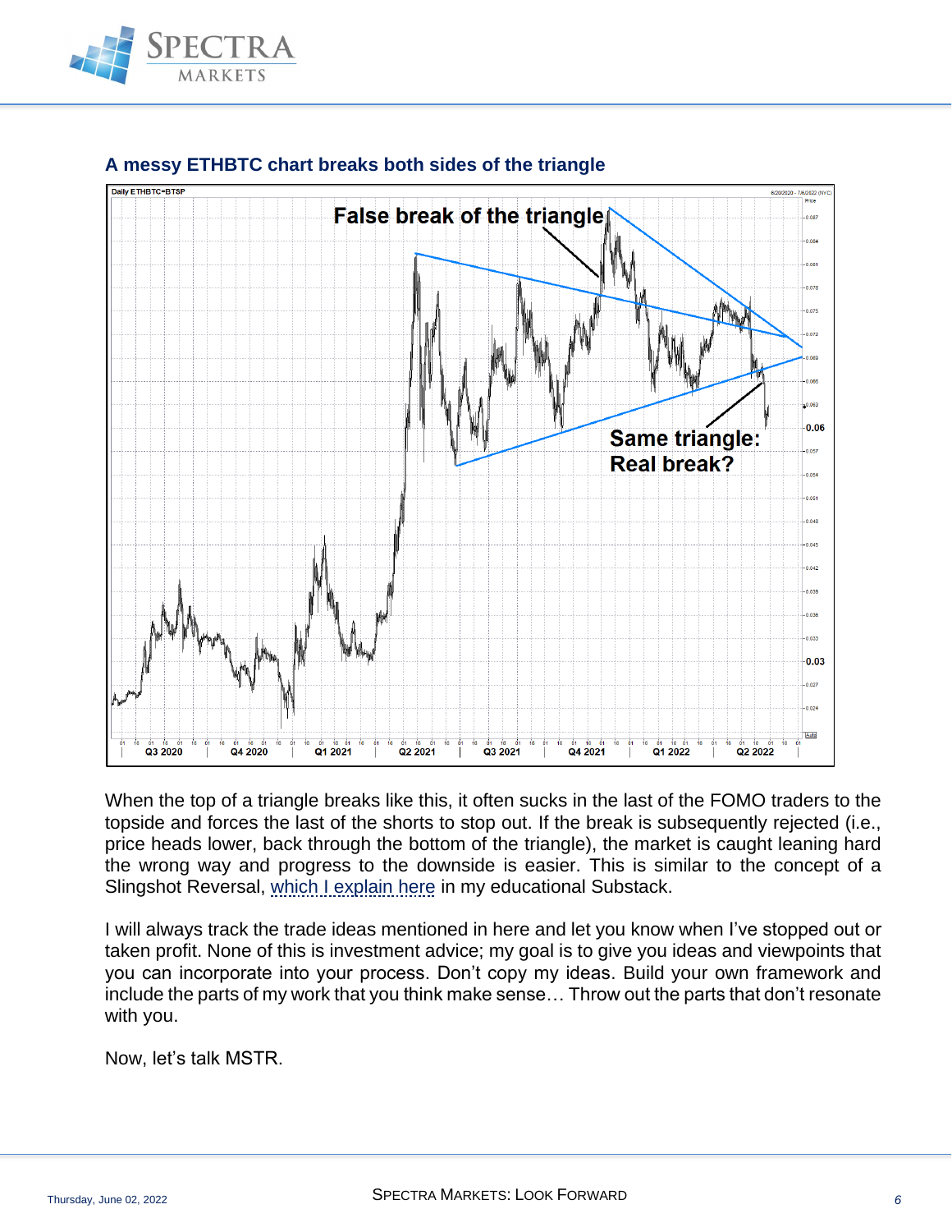### A messy ETHBTC chart breaks both sides of the triangle

When the top of a triangle breaks like this, it often sucks in the last of the FOMO traders to the topside and forces the last of the shorts to stop out. If the break is subsequently rejected (i.e., price heads lower, back through the bottom of the triangle), the market is caught leaning hard the wrong way and progress to the downside is easier. This is similar to the concept of a Slingshot Reversal, [which I explain here]() in my educational Substack.

I will always track the trade ideas mentioned in here and let you know when I've stopped out or taken profit. None of this is investment advice; my goal is to give you ideas and viewpoints that you can incorporate into your process. Don't copy my ideas. Build your own framework and include the parts of my work that you think make sense… Throw out the parts that don't resonate with you.

Now, let's talk MSTR.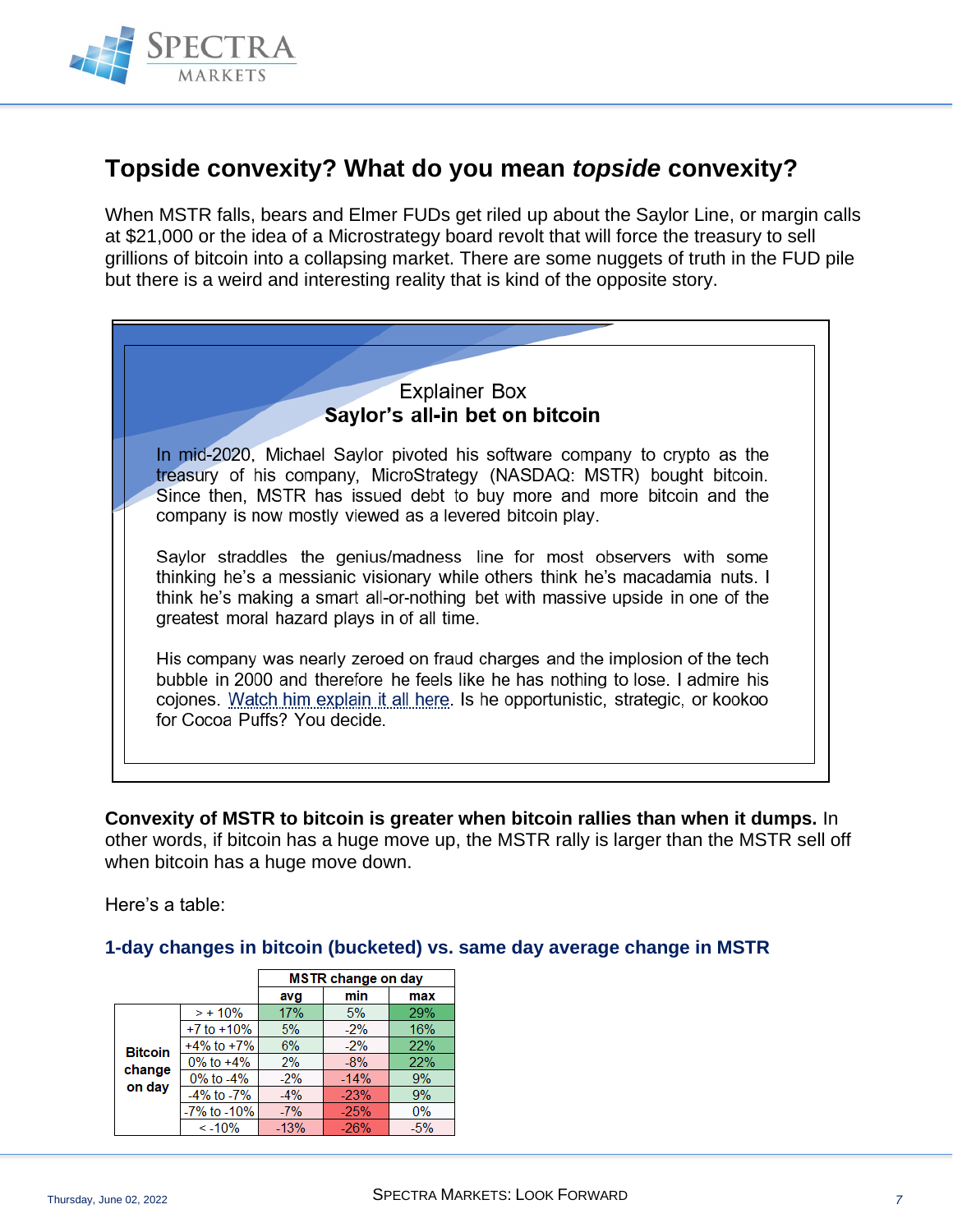## Topside convexity? What do you mean *topside* convexity?

When MSTR falls, bears and Elmer FUDs get riled up about the Saylor Line, or margin calls at $21,000 or the idea of a Microstrategy board revolt that will force the treasury to sell grillions of bitcoin into a collapsing market. There are some nuggets of truth in the FUD pile but there is a weird and interesting reality that is kind of the opposite story.

> Explainer Box
>
> **Saylor's all-in bet on bitcoin**
>
> In mid-2020, Michael Saylor pivoted his software company to crypto as the treasury of his company, MicroStrategy (NASDAQ: MSTR) bought bitcoin. Since then, MSTR has issued debt to buy more and more bitcoin and the company is now mostly viewed as a levered bitcoin play.
>
> Saylor straddles the genius/madness line for most observers with some thinking he's a messianic visionary while others think he's macadamia nuts. I think he's making a smart all-or-nothing bet with massive upside in one of the greatest moral hazard plays in of all time.
>
> His company was nearly zeroed on fraud charges and the implosion of the tech bubble in 2000 and therefore he feels like he has nothing to lose. I admire his cojones. Watch him explain it all here. Is he opportunistic, strategic, or kookoo for Cocoa Puffs? You decide.

**Convexity of MSTR to bitcoin is greater when bitcoin rallies than when it dumps.** In other words, if bitcoin has a huge move up, the MSTR rally is larger than the MSTR sell off when bitcoin has a huge move down.

Here's a table:

**1-day changes in bitcoin (bucketed) vs. same day average change in MSTR**

| | | MSTR change on day | | |
|---|---|---|---|---|
| | | avg | min | max |
| Bitcoin change on day | > + 10% | 17% | 5% | 29% |
| | +7 to +10% | 5% | -2% | 16% |
| | +4% to +7% | 6% | -2% | 22% |
| | 0% to +4% | 2% | -8% | 22% |
| | 0% to -4% | -2% | -14% | 9% |
| | -4% to -7% | -4% | -23% | 9% |
| | -7% to -10% | -7% | -25% | 0% |
| | < -10% | -13% | -26% | -5% |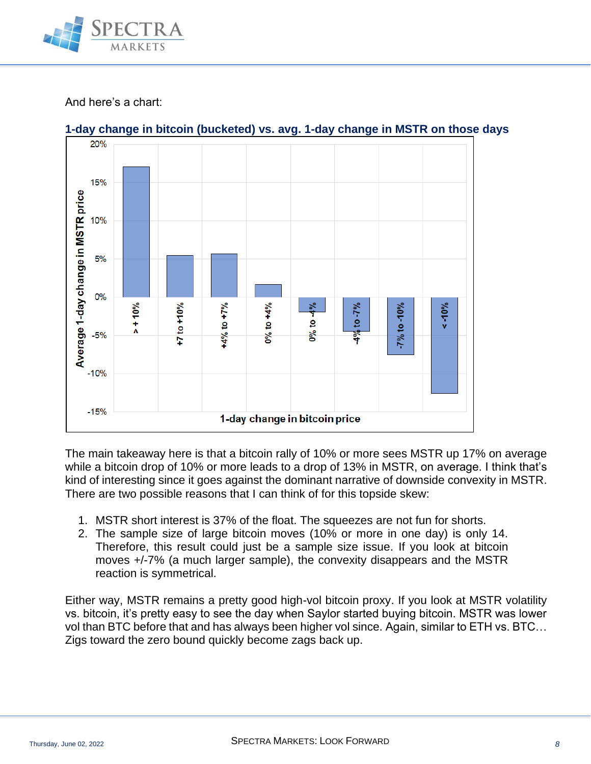And here's a chart:

**1-day change in bitcoin (bucketed) vs. avg. 1-day change in MSTR on those days**

The main takeaway here is that a bitcoin rally of 10% or more sees MSTR up 17% on average while a bitcoin drop of 10% or more leads to a drop of 13% in MSTR, on average. I think that's kind of interesting since it goes against the dominant narrative of downside convexity in MSTR. There are two possible reasons that I can think of for this topside skew:

1. MSTR short interest is 37% of the float. The squeezes are not fun for shorts.
2. The sample size of large bitcoin moves (10% or more in one day) is only 14. Therefore, this result could just be a sample size issue. If you look at bitcoin moves +/-7% (a much larger sample), the convexity disappears and the MSTR reaction is symmetrical.

Either way, MSTR remains a pretty good high-vol bitcoin proxy. If you look at MSTR volatility vs. bitcoin, it's pretty easy to see the day when Saylor started buying bitcoin. MSTR was lower vol than BTC before that and has always been higher vol since. Again, similar to ETH vs. BTC… Zigs toward the zero bound quickly become zags back up.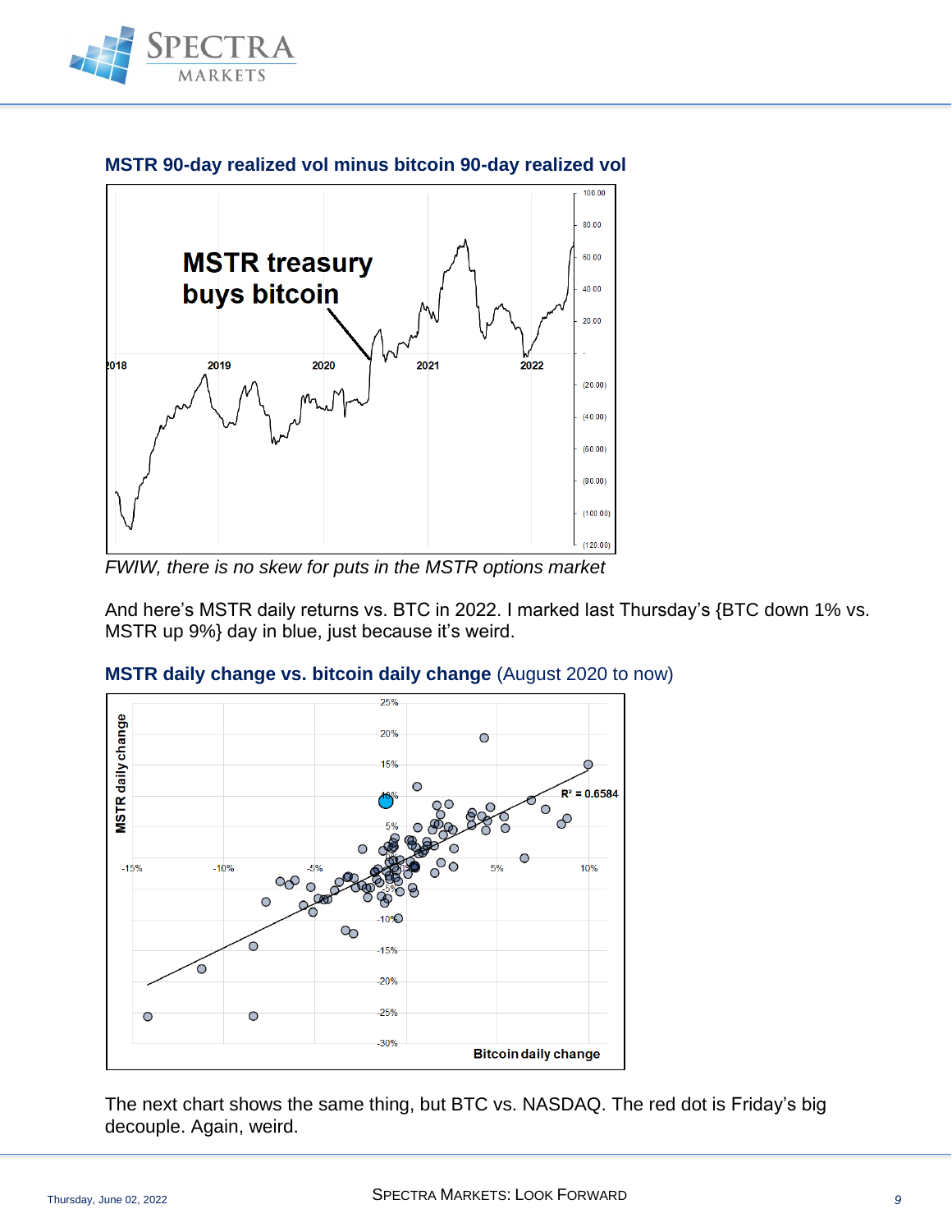**MSTR 90-day realized vol minus bitcoin 90-day realized vol**

*FWIW, there is no skew for puts in the MSTR options market*

And here's MSTR daily returns vs. BTC in 2022. I marked last Thursday's {BTC down 1% vs. MSTR up 9%} day in blue, just because it's weird.

**MSTR daily change vs. bitcoin daily change** (August 2020 to now)

The next chart shows the same thing, but BTC vs. NASDAQ. The red dot is Friday's big decouple. Again, weird.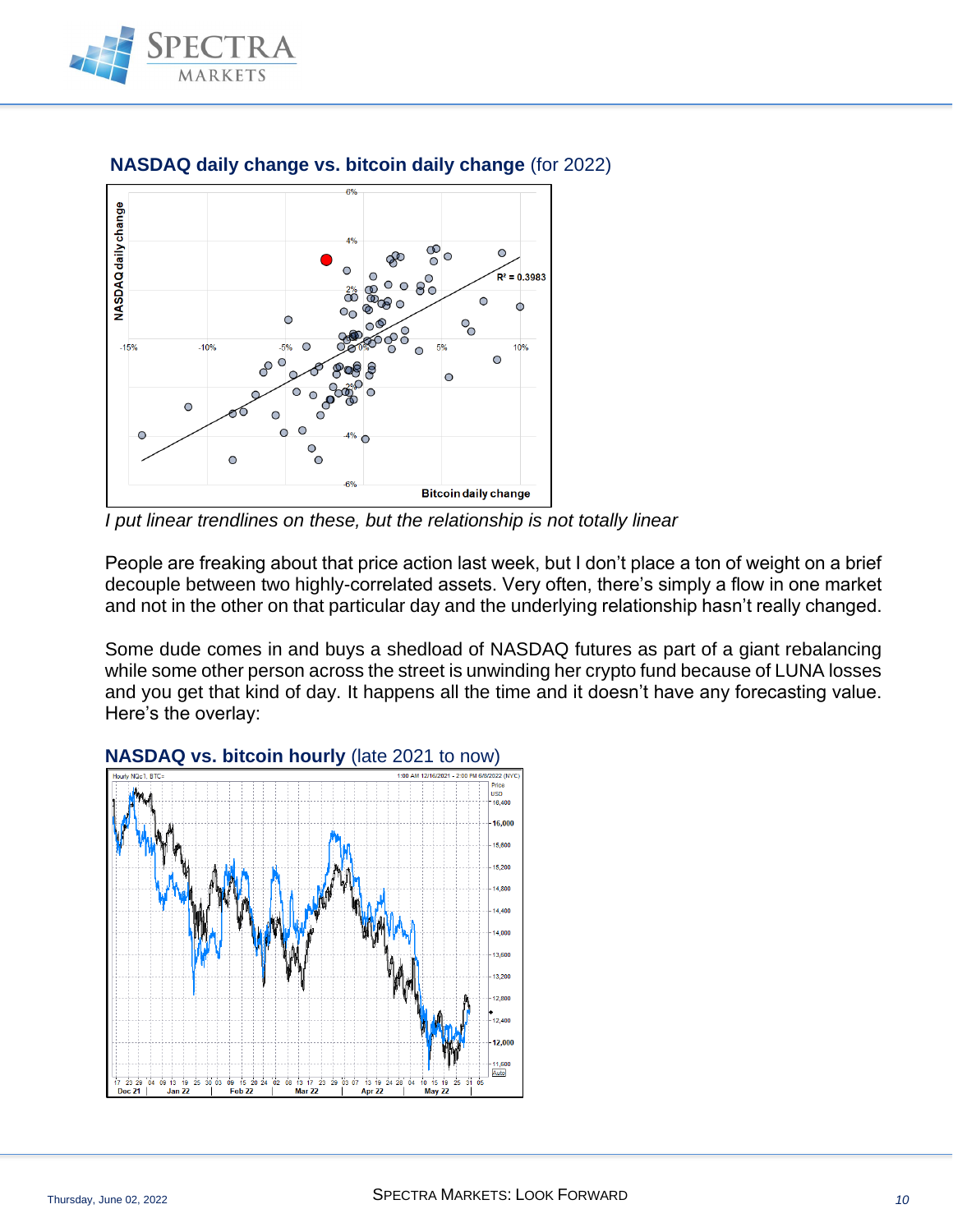**NASDAQ daily change vs. bitcoin daily change** (for 2022)

*I put linear trendlines on these, but the relationship is not totally linear*

People are freaking about that price action last week, but I don't place a ton of weight on a brief decouple between two highly-correlated assets. Very often, there's simply a flow in one market and not in the other on that particular day and the underlying relationship hasn't really changed.

Some dude comes in and buys a shedload of NASDAQ futures as part of a giant rebalancing while some other person across the street is unwinding her crypto fund because of LUNA losses and you get that kind of day. It happens all the time and it doesn't have any forecasting value. Here's the overlay:

**NASDAQ vs. bitcoin hourly** (late 2021 to now)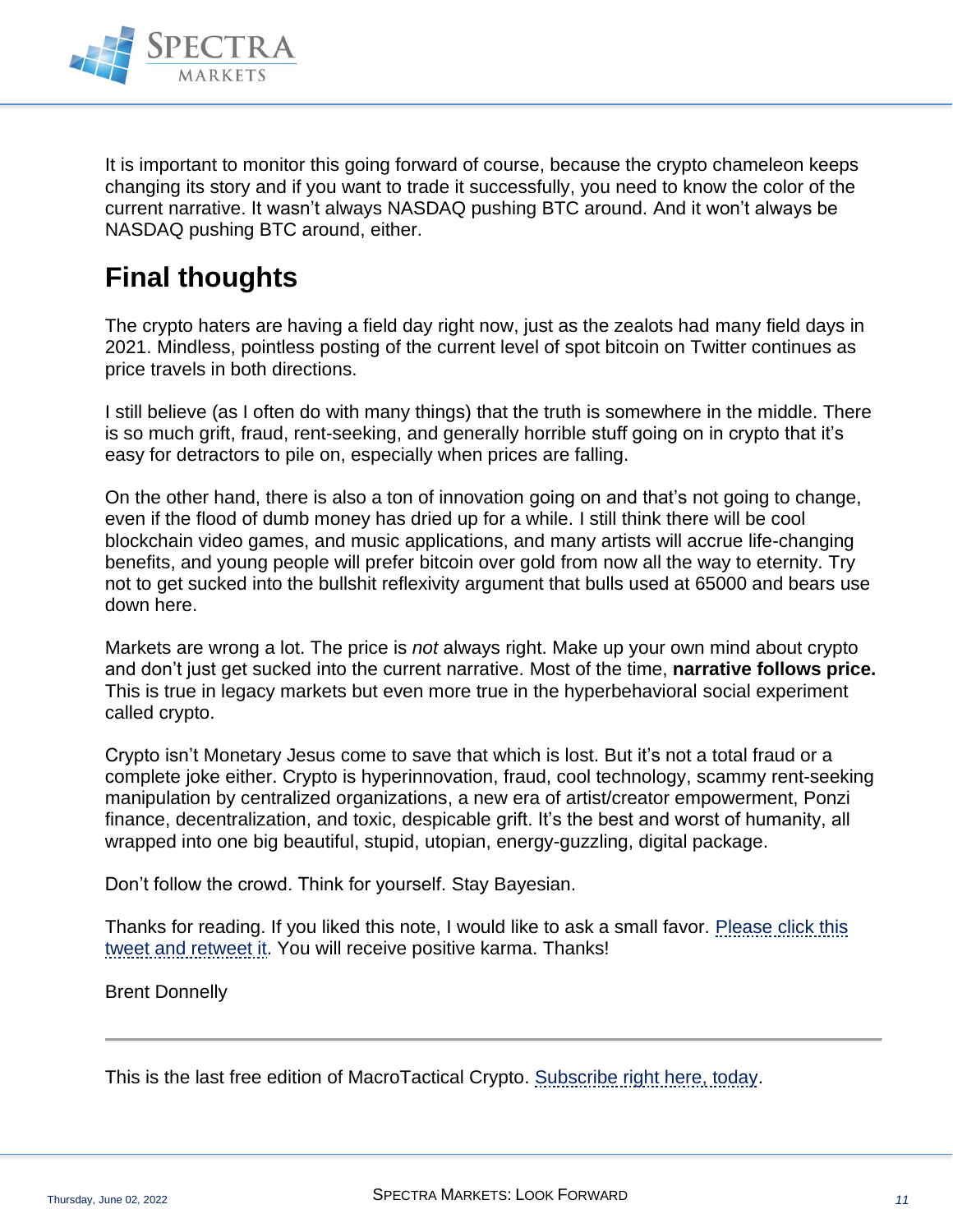It is important to monitor this going forward of course, because the crypto chameleon keeps changing its story and if you want to trade it successfully, you need to know the color of the current narrative. It wasn't always NASDAQ pushing BTC around. And it won't always be NASDAQ pushing BTC around, either.

## Final thoughts

The crypto haters are having a field day right now, just as the zealots had many field days in 2021. Mindless, pointless posting of the current level of spot bitcoin on Twitter continues as price travels in both directions.

I still believe (as I often do with many things) that the truth is somewhere in the middle. There is so much grift, fraud, rent-seeking, and generally horrible stuff going on in crypto that it's easy for detractors to pile on, especially when prices are falling.

On the other hand, there is also a ton of innovation going on and that's not going to change, even if the flood of dumb money has dried up for a while. I still think there will be cool blockchain video games, and music applications, and many artists will accrue life-changing benefits, and young people will prefer bitcoin over gold from now all the way to eternity. Try not to get sucked into the bullshit reflexivity argument that bulls used at 65000 and bears use down here.

Markets are wrong a lot. The price is *not* always right. Make up your own mind about crypto and don't just get sucked into the current narrative. Most of the time, **narrative follows price.** This is true in legacy markets but even more true in the hyperbehavioral social experiment called crypto.

Crypto isn't Monetary Jesus come to save that which is lost. But it's not a total fraud or a complete joke either. Crypto is hyperinnovation, fraud, cool technology, scammy rent-seeking manipulation by centralized organizations, a new era of artist/creator empowerment, Ponzi finance, decentralization, and toxic, despicable grift. It's the best and worst of humanity, all wrapped into one big beautiful, stupid, utopian, energy-guzzling, digital package.

Don't follow the crowd. Think for yourself. Stay Bayesian.

Thanks for reading. If you liked this note, I would like to ask a small favor. Please click this tweet and retweet it. You will receive positive karma. Thanks!

Brent Donnelly

---

This is the last free edition of MacroTactical Crypto. Subscribe right here, today.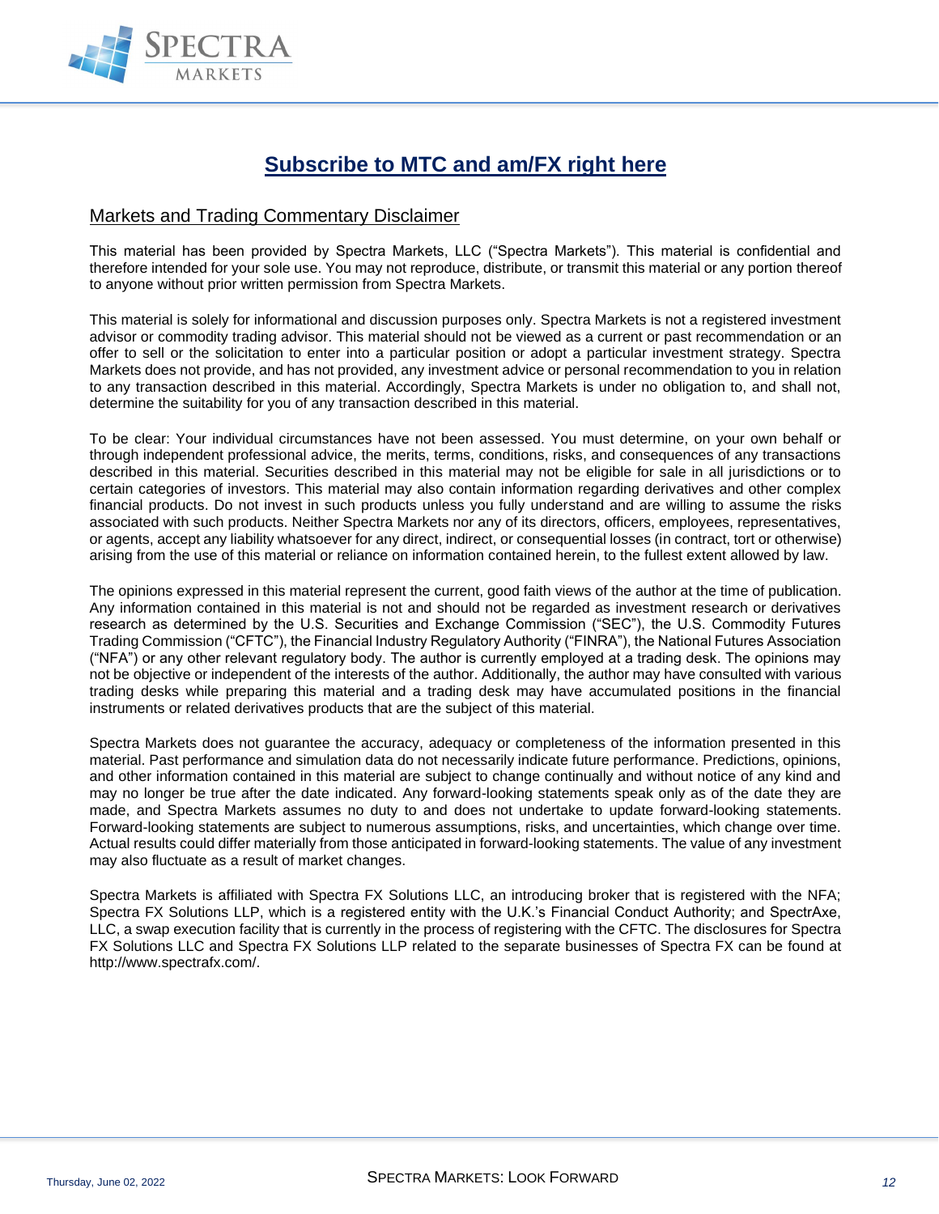## [Subscribe to MTC and am/FX right here]

### Markets and Trading Commentary Disclaimer

This material has been provided by Spectra Markets, LLC ("Spectra Markets"). This material is confidential and therefore intended for your sole use. You may not reproduce, distribute, or transmit this material or any portion thereof to anyone without prior written permission from Spectra Markets.

This material is solely for informational and discussion purposes only. Spectra Markets is not a registered investment advisor or commodity trading advisor. This material should not be viewed as a current or past recommendation or an offer to sell or the solicitation to enter into a particular position or adopt a particular investment strategy. Spectra Markets does not provide, and has not provided, any investment advice or personal recommendation to you in relation to any transaction described in this material. Accordingly, Spectra Markets is under no obligation to, and shall not, determine the suitability for you of any transaction described in this material.

To be clear: Your individual circumstances have not been assessed. You must determine, on your own behalf or through independent professional advice, the merits, terms, conditions, risks, and consequences of any transactions described in this material. Securities described in this material may not be eligible for sale in all jurisdictions or to certain categories of investors. This material may also contain information regarding derivatives and other complex financial products. Do not invest in such products unless you fully understand and are willing to assume the risks associated with such products. Neither Spectra Markets nor any of its directors, officers, employees, representatives, or agents, accept any liability whatsoever for any direct, indirect, or consequential losses (in contract, tort or otherwise) arising from the use of this material or reliance on information contained herein, to the fullest extent allowed by law.

The opinions expressed in this material represent the current, good faith views of the author at the time of publication. Any information contained in this material is not and should not be regarded as investment research or derivatives research as determined by the U.S. Securities and Exchange Commission ("SEC"), the U.S. Commodity Futures Trading Commission ("CFTC"), the Financial Industry Regulatory Authority ("FINRA"), the National Futures Association ("NFA") or any other relevant regulatory body. The author is currently employed at a trading desk. The opinions may not be objective or independent of the interests of the author. Additionally, the author may have consulted with various trading desks while preparing this material and a trading desk may have accumulated positions in the financial instruments or related derivatives products that are the subject of this material.

Spectra Markets does not guarantee the accuracy, adequacy or completeness of the information presented in this material. Past performance and simulation data do not necessarily indicate future performance. Predictions, opinions, and other information contained in this material are subject to change continually and without notice of any kind and may no longer be true after the date indicated. Any forward-looking statements speak only as of the date they are made, and Spectra Markets assumes no duty to and does not undertake to update forward-looking statements. Forward-looking statements are subject to numerous assumptions, risks, and uncertainties, which change over time. Actual results could differ materially from those anticipated in forward-looking statements. The value of any investment may also fluctuate as a result of market changes.

Spectra Markets is affiliated with Spectra FX Solutions LLC, an introducing broker that is registered with the NFA; Spectra FX Solutions LLP, which is a registered entity with the U.K.'s Financial Conduct Authority; and SpectrAxe, LLC, a swap execution facility that is currently in the process of registering with the CFTC. The disclosures for Spectra FX Solutions LLC and Spectra FX Solutions LLP related to the separate businesses of Spectra FX can be found at http://www.spectrafx.com/.